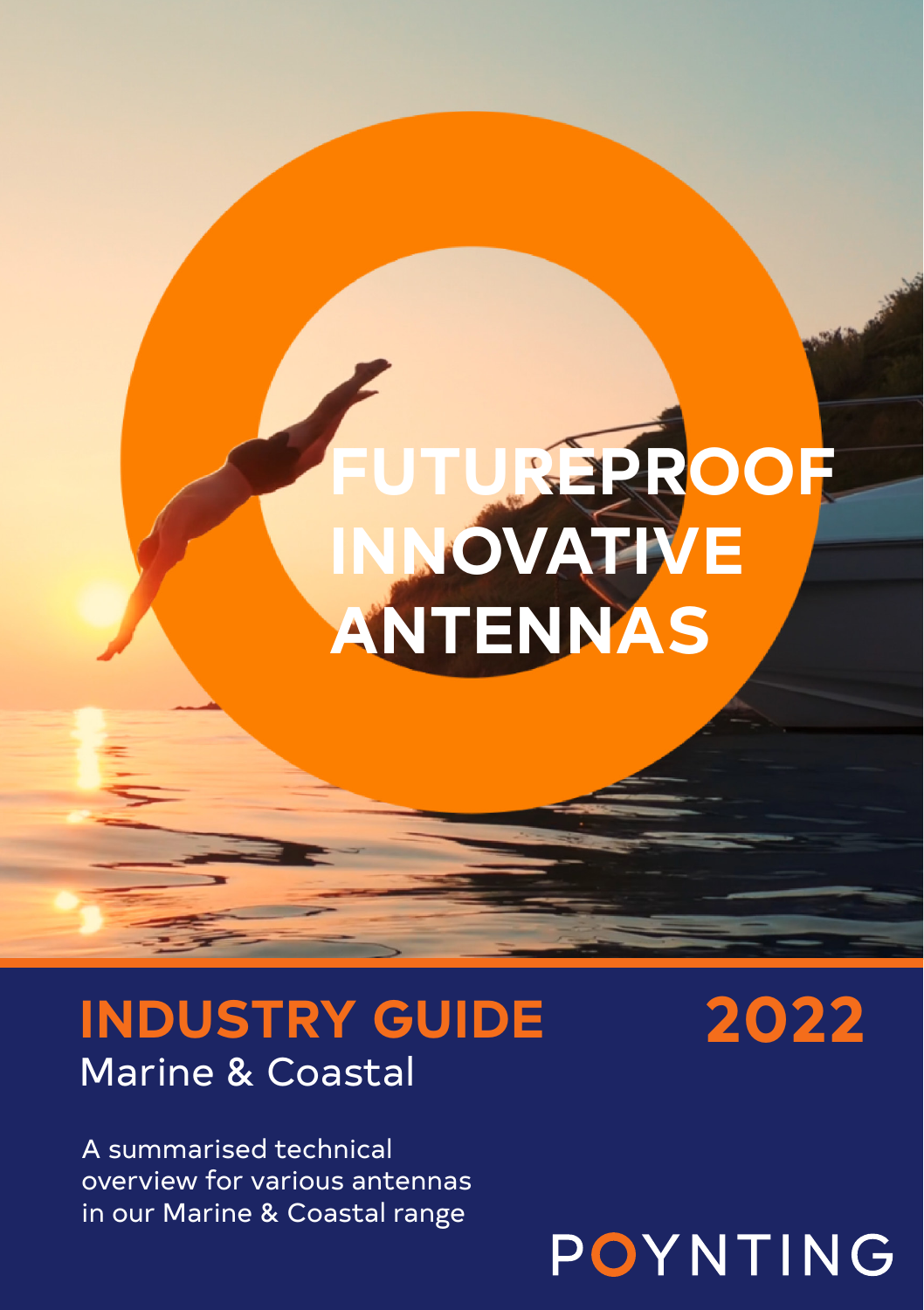# FUTUREPROOF INNOVATIVE ANTENNAS

## INDUSTRY GUIDE

## 2022

Marine & Coastal

A summarised technical overview for various antennas in our Marine & Coastal range

POYNTING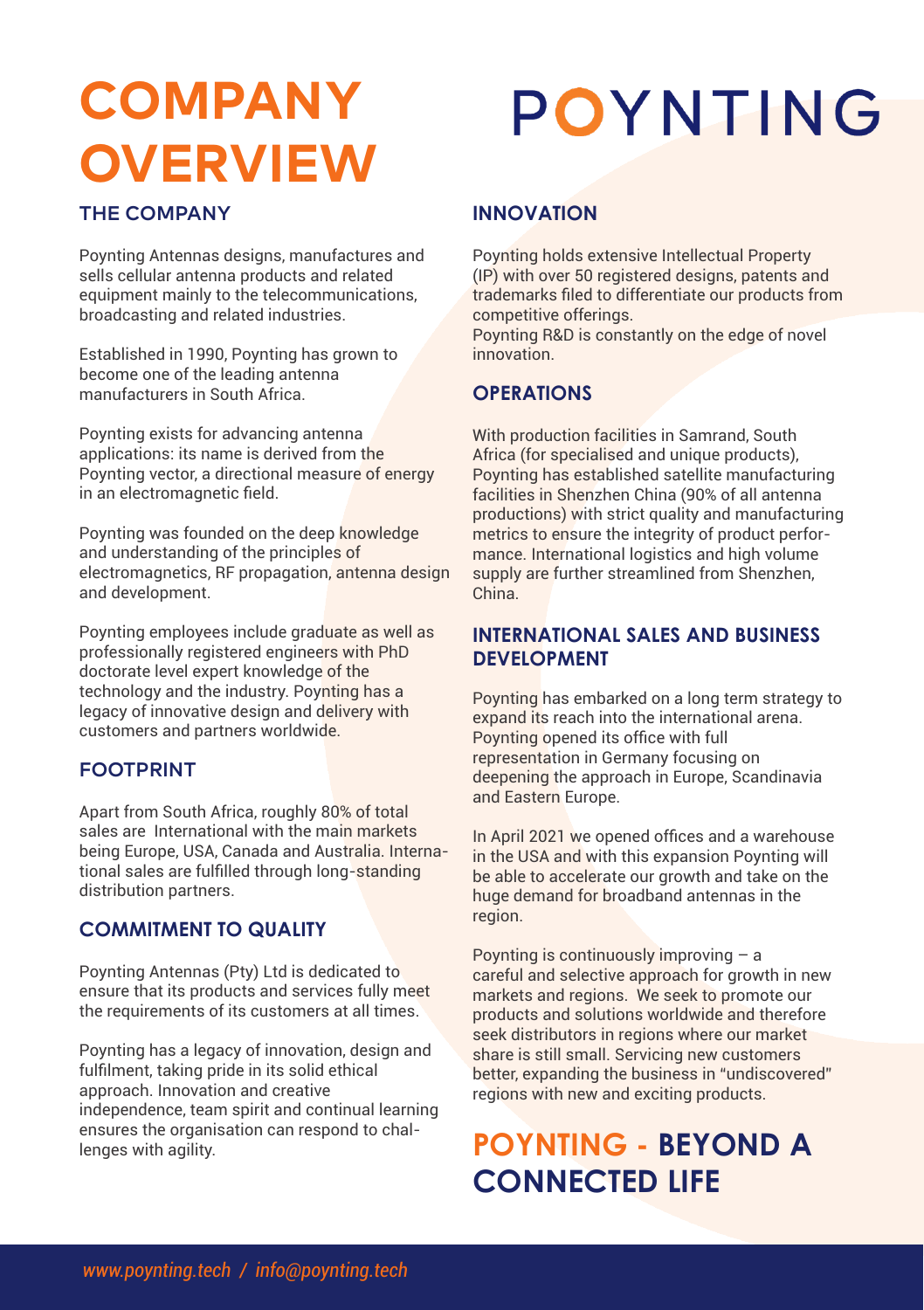# COMPANY OVERVIEW

POYNTING

## THE COMPANY

Poynting Antennas designs, manufactures and sells cellular antenna products and related equipment mainly to the telecommunications, broadcasting and related industries.

Established in 1990, Poynting has grown to become one of the leading antenna manufacturers in South Africa.

Poynting exists for advancing antenna applications: its name is derived from the Poynting vector, a directional measure of energy in an electromagnetic field.

Poynting was founded on the deep knowledge and understanding of the principles of electromagnetics, RF propagation, antenna design and development.

Poynting employees include graduate as well as professionally registered engineers with PhD doctorate level expert knowledge of the technology and the industry. Poynting has a legacy of innovative design and delivery with customers and partners worldwide.

## FOOTPRINT

Apart from South Africa, roughly 80% of total sales are International with the main markets being Europe, USA, Canada and Australia. International sales are fulfilled through long-standing distribution partners.

## COMMITMENT TO QUALITY

Poynting Antennas (Pty) Ltd is dedicated to ensure that its products and services fully meet the requirements of its customers at all times.

Poynting has a legacy of innovation, design and fulfilment, taking pride in its solid ethical approach. Innovation and creative independence, team spirit and continual learning ensures the organisation can respond to challenges with agility.

## INNOVATION

Poynting holds extensive Intellectual Property (IP) with over 50 registered designs, patents and trademarks filed to differentiate our products from competitive offerings.
Poynting R&D is constantly on the edge of novel innovation.

## OPERATIONS

With production facilities in Samrand, South Africa (for specialised and unique products), Poynting has established satellite manufacturing facilities in Shenzhen China (90% of all antenna productions) with strict quality and manufacturing metrics to ensure the integrity of product performance. International logistics and high volume supply are further streamlined from Shenzhen, China.

## INTERNATIONAL SALES AND BUSINESS DEVELOPMENT

Poynting has embarked on a long term strategy to expand its reach into the international arena. Poynting opened its office with full representation in Germany focusing on deepening the approach in Europe, Scandinavia and Eastern Europe.

In April 2021 we opened offices and a warehouse in the USA and with this expansion Poynting will be able to accelerate our growth and take on the huge demand for broadband antennas in the region.

Poynting is continuously improving – a careful and selective approach for growth in new markets and regions. We seek to promote our products and solutions worldwide and therefore seek distributors in regions where our market share is still small. Servicing new customers better, expanding the business in "undiscovered" regions with new and exciting products.

## POYNTING - BEYOND A CONNECTED LIFE

*www.poynting.tech / info@poynting.tech*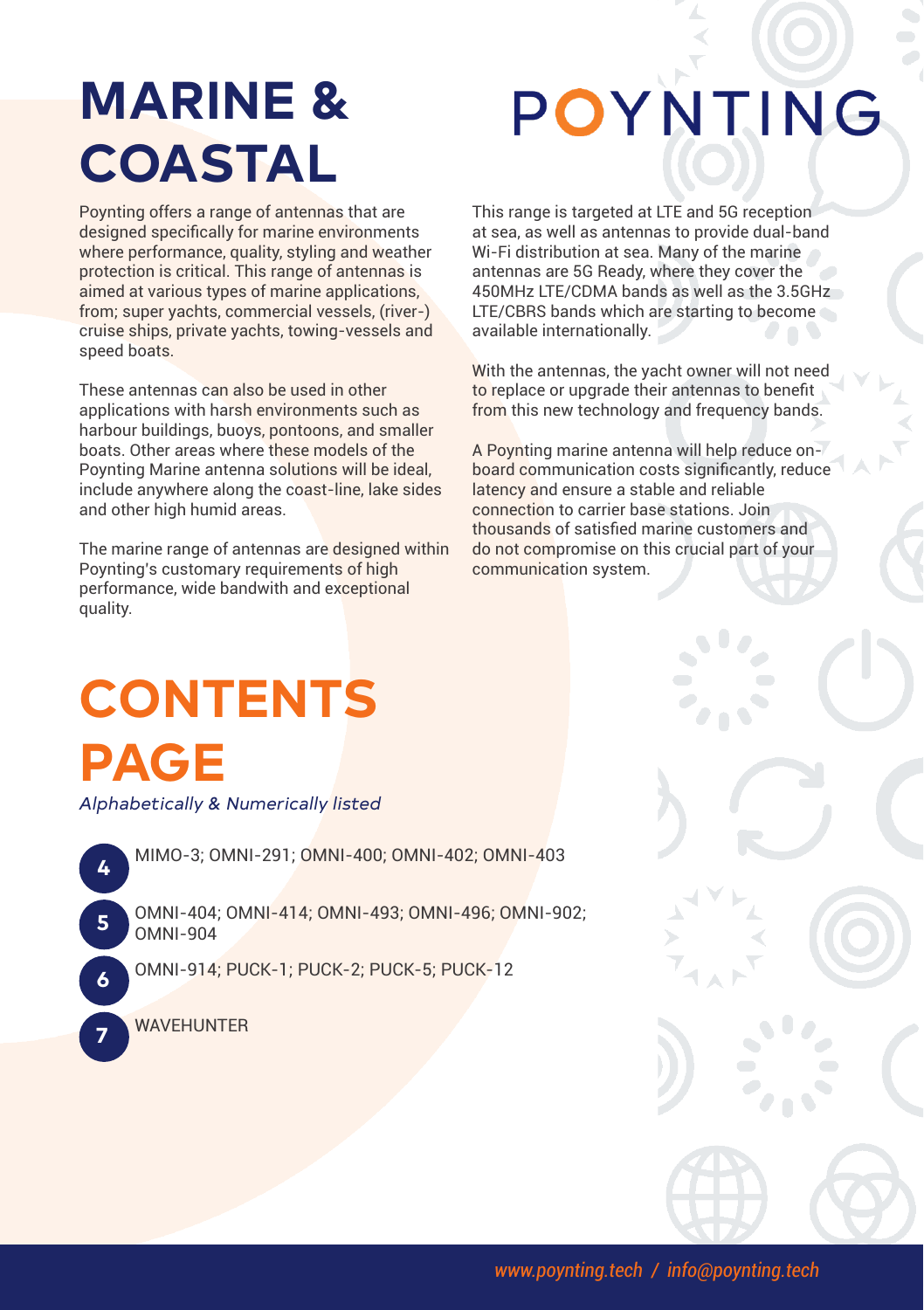# MARINE & COASTAL

POYNTING

Poynting offers a range of antennas that are designed specifically for marine environments where performance, quality, styling and weather protection is critical. This range of antennas is aimed at various types of marine applications, from; super yachts, commercial vessels, (river-) cruise ships, private yachts, towing-vessels and speed boats.

These antennas can also be used in other applications with harsh environments such as harbour buildings, buoys, pontoons, and smaller boats. Other areas where these models of the Poynting Marine antenna solutions will be ideal, include anywhere along the coast-line, lake sides and other high humid areas.

The marine range of antennas are designed within Poynting's customary requirements of high performance, wide bandwith and exceptional quality.

This range is targeted at LTE and 5G reception at sea, as well as antennas to provide dual-band Wi-Fi distribution at sea. Many of the marine antennas are 5G Ready, where they cover the 450MHz LTE/CDMA bands as well as the 3.5GHz LTE/CBRS bands which are starting to become available internationally.

With the antennas, the yacht owner will not need to replace or upgrade their antennas to benefit from this new technology and frequency bands.

A Poynting marine antenna will help reduce on-board communication costs significantly, reduce latency and ensure a stable and reliable connection to carrier base stations. Join thousands of satisfied marine customers and do not compromise on this crucial part of your communication system.

# CONTENTS PAGE

*Alphabetically & Numerically listed*

- **4** MIMO-3; OMNI-291; OMNI-400; OMNI-402; OMNI-403
- **5** OMNI-404; OMNI-414; OMNI-493; OMNI-496; OMNI-902; OMNI-904
- **6** OMNI-914; PUCK-1; PUCK-2; PUCK-5; PUCK-12
- **7** WAVEHUNTER

*www.poynting.tech / info@poynting.tech*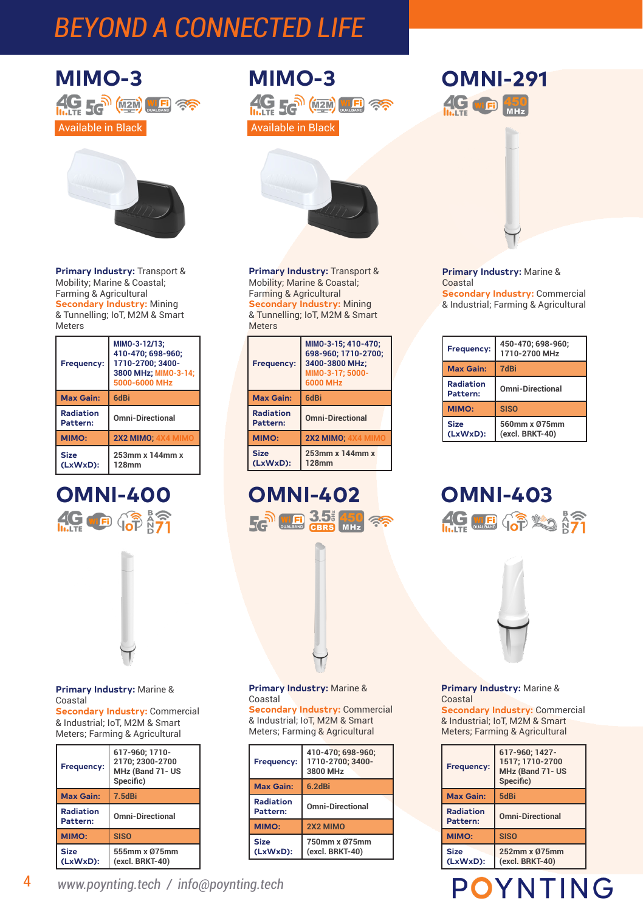# BEYOND A CONNECTED LIFE

## MIMO-3

Available in Black

**Primary Industry:** Transport & Mobility; Marine & Coastal; Farming & Agricultural
**Secondary Industry:** Mining & Tunnelling; IoT, M2M & Smart Meters

| | |
|---|---|
| **Frequency:** | MIMO-3-12/13; 410-470; 698-960; 1710-2700; 3400-3800 MHz; MIMO-3-14; 5000-6000 MHz |
| **Max Gain:** | 6dBi |
| **Radiation Pattern:** | Omni-Directional |
| **MIMO:** | 2X2 MIMO; 4X4 MIMO |
| **Size (LxWxD):** | 253mm x 144mm x 128mm |

## MIMO-3

Available in Black

**Primary Industry:** Transport & Mobility; Marine & Coastal; Farming & Agricultural
**Secondary Industry:** Mining & Tunnelling; IoT, M2M & Smart Meters

| | |
|---|---|
| **Frequency:** | MIMO-3-15; 410-470; 698-960; 1710-2700; 3400-3800 MHz; MIMO-3-17; 5000-6000 MHz |
| **Max Gain:** | 6dBi |
| **Radiation Pattern:** | Omni-Directional |
| **MIMO:** | 2X2 MIMO; 4X4 MIMO |
| **Size (LxWxD):** | 253mm x 144mm x 128mm |

## OMNI-291

**Primary Industry:** Marine & Coastal
**Secondary Industry:** Commercial & Industrial; Farming & Agricultural

| | |
|---|---|
| **Frequency:** | 450-470; 698-960; 1710-2700 MHz |
| **Max Gain:** | 7dBi |
| **Radiation Pattern:** | Omni-Directional |
| **MIMO:** | SISO |
| **Size (LxWxD):** | 560mm x Ø75mm (excl. BRKT-40) |

## OMNI-400

**Primary Industry:** Marine & Coastal
**Secondary Industry:** Commercial & Industrial; IoT, M2M & Smart Meters; Farming & Agricultural

| | |
|---|---|
| **Frequency:** | 617-960; 1710-2170; 2300-2700 MHz (Band 71- US Specific) |
| **Max Gain:** | 7.5dBi |
| **Radiation Pattern:** | Omni-Directional |
| **MIMO:** | SISO |
| **Size (LxWxD):** | 555mm x Ø75mm (excl. BRKT-40) |

## OMNI-402

**Primary Industry:** Marine & Coastal
**Secondary Industry:** Commercial & Industrial; IoT, M2M & Smart Meters; Farming & Agricultural

| | |
|---|---|
| **Frequency:** | 410-470; 698-960; 1710-2700; 3400-3800 MHz |
| **Max Gain:** | 6.2dBi |
| **Radiation Pattern:** | Omni-Directional |
| **MIMO:** | 2X2 MIMO |
| **Size (LxWxD):** | 750mm x Ø75mm (excl. BRKT-40) |

## OMNI-403

**Primary Industry:** Marine & Coastal
**Secondary Industry:** Commercial & Industrial; IoT, M2M & Smart Meters; Farming & Agricultural

| | |
|---|---|
| **Frequency:** | 617-960; 1427-1517; 1710-2700 MHz (Band 71- US Specific) |
| **Max Gain:** | 5dBi |
| **Radiation Pattern:** | Omni-Directional |
| **MIMO:** | SISO |
| **Size (LxWxD):** | 252mm x Ø75mm (excl. BRKT-40) |

www.poynting.tech / info@poynting.tech

POYNTING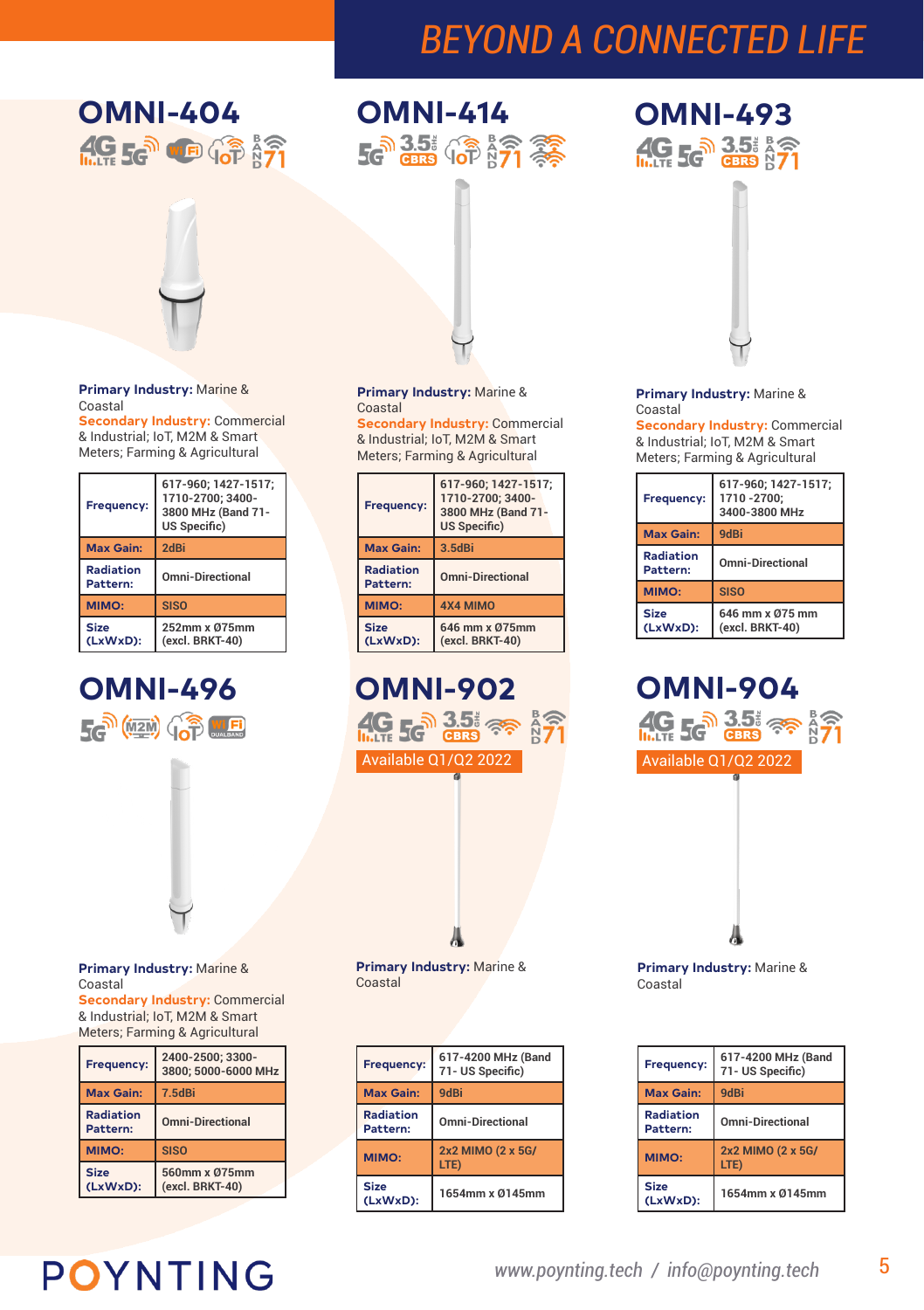# BEYOND A CONNECTED LIFE

## OMNI-404

**Primary Industry:** Marine & Coastal
**Secondary Industry:** Commercial & Industrial; IoT, M2M & Smart Meters; Farming & Agricultural

| | |
|---|---|
| **Frequency:** | 617-960; 1427-1517; 1710-2700; 3400-3800 MHz (Band 71- US Specific) |
| **Max Gain:** | 2dBi |
| **Radiation Pattern:** | Omni-Directional |
| **MIMO:** | SISO |
| **Size (LxWxD):** | 252mm x Ø75mm (excl. BRKT-40) |

## OMNI-414

**Primary Industry:** Marine & Coastal
**Secondary Industry:** Commercial & Industrial; IoT, M2M & Smart Meters; Farming & Agricultural

| | |
|---|---|
| **Frequency:** | 617-960; 1427-1517; 1710-2700; 3400-3800 MHz (Band 71- US Specific) |
| **Max Gain:** | 3.5dBi |
| **Radiation Pattern:** | Omni-Directional |
| **MIMO:** | 4X4 MIMO |
| **Size (LxWxD):** | 646 mm x Ø75mm (excl. BRKT-40) |

## OMNI-493

**Primary Industry:** Marine & Coastal
**Secondary Industry:** Commercial & Industrial; IoT, M2M & Smart Meters; Farming & Agricultural

| | |
|---|---|
| **Frequency:** | 617-960; 1427-1517; 1710 -2700; 3400-3800 MHz |
| **Max Gain:** | 9dBi |
| **Radiation Pattern:** | Omni-Directional |
| **MIMO:** | SISO |
| **Size (LxWxD):** | 646 mm x Ø75 mm (excl. BRKT-40) |

## OMNI-496

**Primary Industry:** Marine & Coastal
**Secondary Industry:** Commercial & Industrial; IoT, M2M & Smart Meters; Farming & Agricultural

| | |
|---|---|
| **Frequency:** | 2400-2500; 3300-3800; 5000-6000 MHz |
| **Max Gain:** | 7.5dBi |
| **Radiation Pattern:** | Omni-Directional |
| **MIMO:** | SISO |
| **Size (LxWxD):** | 560mm x Ø75mm (excl. BRKT-40) |

## OMNI-902

Available Q1/Q2 2022

**Primary Industry:** Marine & Coastal

| | |
|---|---|
| **Frequency:** | 617-4200 MHz (Band 71- US Specific) |
| **Max Gain:** | 9dBi |
| **Radiation Pattern:** | Omni-Directional |
| **MIMO:** | 2x2 MIMO (2 x 5G/LTE) |
| **Size (LxWxD):** | 1654mm x Ø145mm |

## OMNI-904

Available Q1/Q2 2022

**Primary Industry:** Marine & Coastal

| | |
|---|---|
| **Frequency:** | 617-4200 MHz (Band 71- US Specific) |
| **Max Gain:** | 9dBi |
| **Radiation Pattern:** | Omni-Directional |
| **MIMO:** | 2x2 MIMO (2 x 5G/LTE) |
| **Size (LxWxD):** | 1654mm x Ø145mm |

POYNTING

www.poynting.tech / info@poynting.tech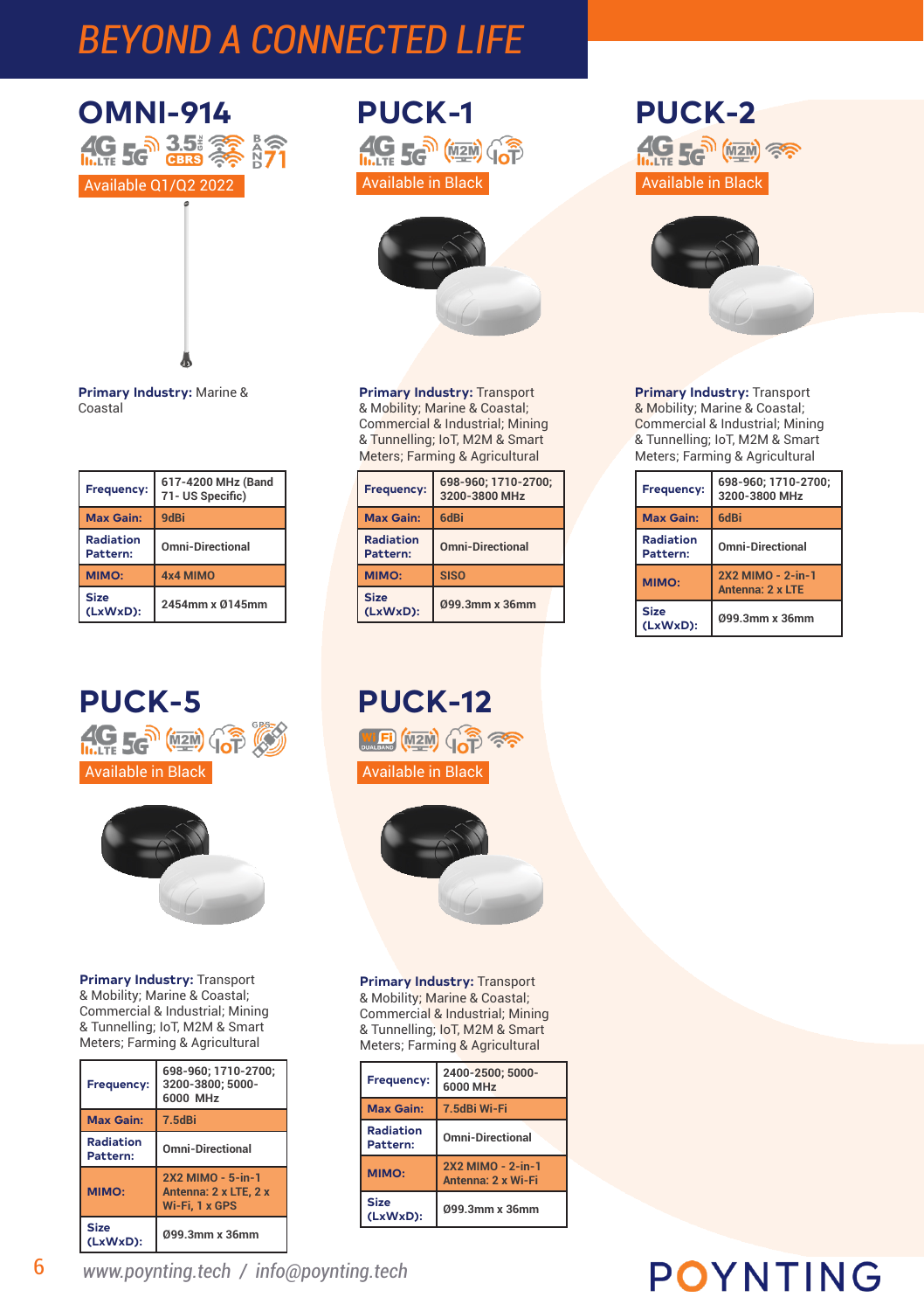# BEYOND A CONNECTED LIFE

## OMNI-914

Available Q1/Q2 2022

**Primary Industry:** Marine & Coastal

| | |
|---|---|
| **Frequency:** | 617-4200 MHz (Band 71- US Specific) |
| **Max Gain:** | 9dBi |
| **Radiation Pattern:** | Omni-Directional |
| **MIMO:** | 4x4 MIMO |
| **Size (LxWxD):** | 2454mm x Ø145mm |

## PUCK-1

Available in Black

**Primary Industry:** Transport & Mobility; Marine & Coastal; Commercial & Industrial; Mining & Tunnelling; IoT, M2M & Smart Meters; Farming & Agricultural

| | |
|---|---|
| **Frequency:** | 698-960; 1710-2700; 3200-3800 MHz |
| **Max Gain:** | 6dBi |
| **Radiation Pattern:** | Omni-Directional |
| **MIMO:** | SISO |
| **Size (LxWxD):** | Ø99.3mm x 36mm |

## PUCK-2

Available in Black

**Primary Industry:** Transport & Mobility; Marine & Coastal; Commercial & Industrial; Mining & Tunnelling; IoT, M2M & Smart Meters; Farming & Agricultural

| | |
|---|---|
| **Frequency:** | 698-960; 1710-2700; 3200-3800 MHz |
| **Max Gain:** | 6dBi |
| **Radiation Pattern:** | Omni-Directional |
| **MIMO:** | 2X2 MIMO - 2-in-1 Antenna: 2 x LTE |
| **Size (LxWxD):** | Ø99.3mm x 36mm |

## PUCK-5

Available in Black

**Primary Industry:** Transport & Mobility; Marine & Coastal; Commercial & Industrial; Mining & Tunnelling; IoT, M2M & Smart Meters; Farming & Agricultural

| | |
|---|---|
| **Frequency:** | 698-960; 1710-2700; 3200-3800; 5000-6000 MHz |
| **Max Gain:** | 7.5dBi |
| **Radiation Pattern:** | Omni-Directional |
| **MIMO:** | 2X2 MIMO - 5-in-1 Antenna: 2 x LTE, 2 x Wi-Fi, 1 x GPS |
| **Size (LxWxD):** | Ø99.3mm x 36mm |

## PUCK-12

Available in Black

**Primary Industry:** Transport & Mobility; Marine & Coastal; Commercial & Industrial; Mining & Tunnelling; IoT, M2M & Smart Meters; Farming & Agricultural

| | |
|---|---|
| **Frequency:** | 2400-2500; 5000-6000 MHz |
| **Max Gain:** | 7.5dBi Wi-Fi |
| **Radiation Pattern:** | Omni-Directional |
| **MIMO:** | 2X2 MIMO - 2-in-1 Antenna: 2 x Wi-Fi |
| **Size (LxWxD):** | Ø99.3mm x 36mm |

*www.poynting.tech / info@poynting.tech*

POYNTING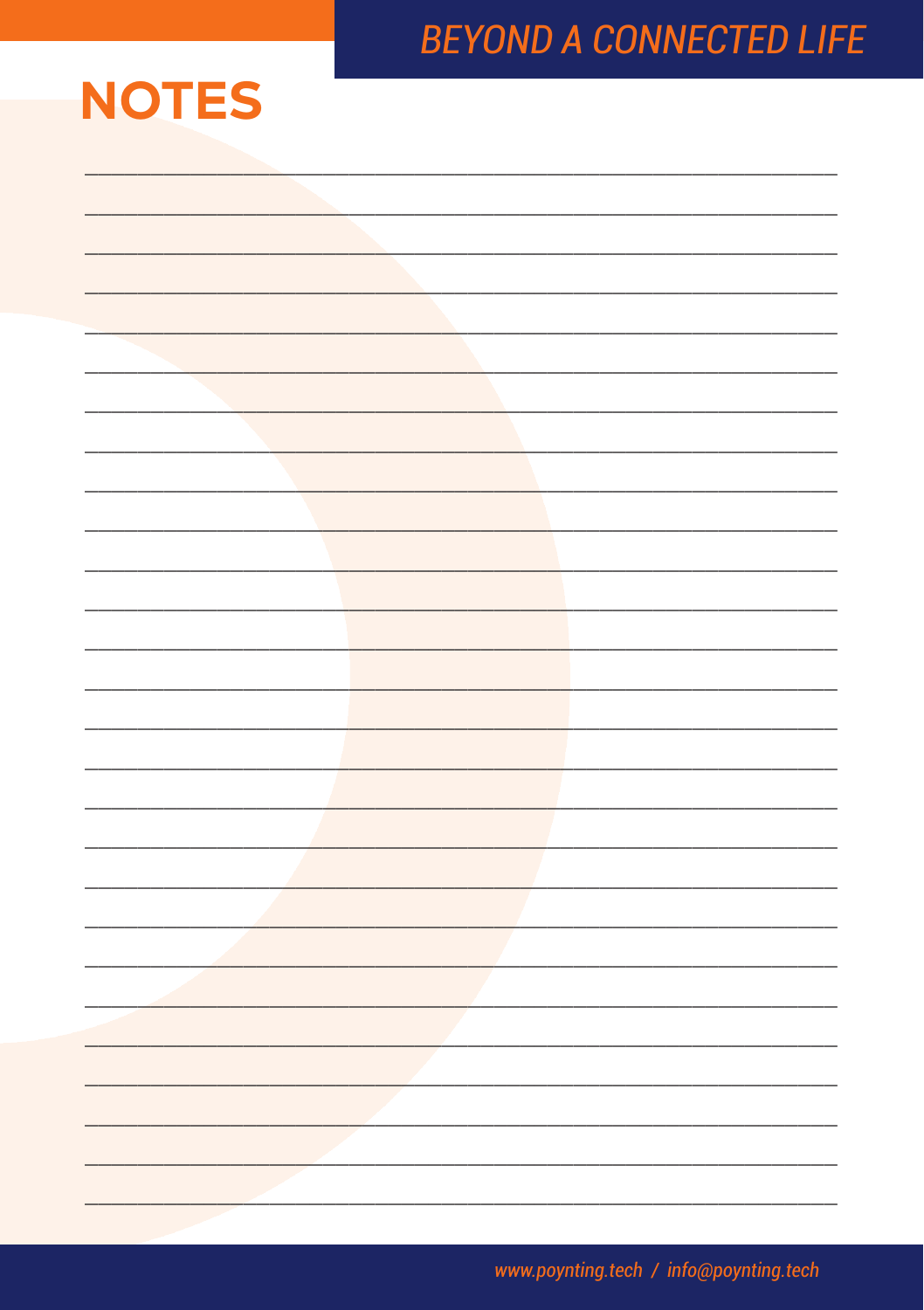# NOTES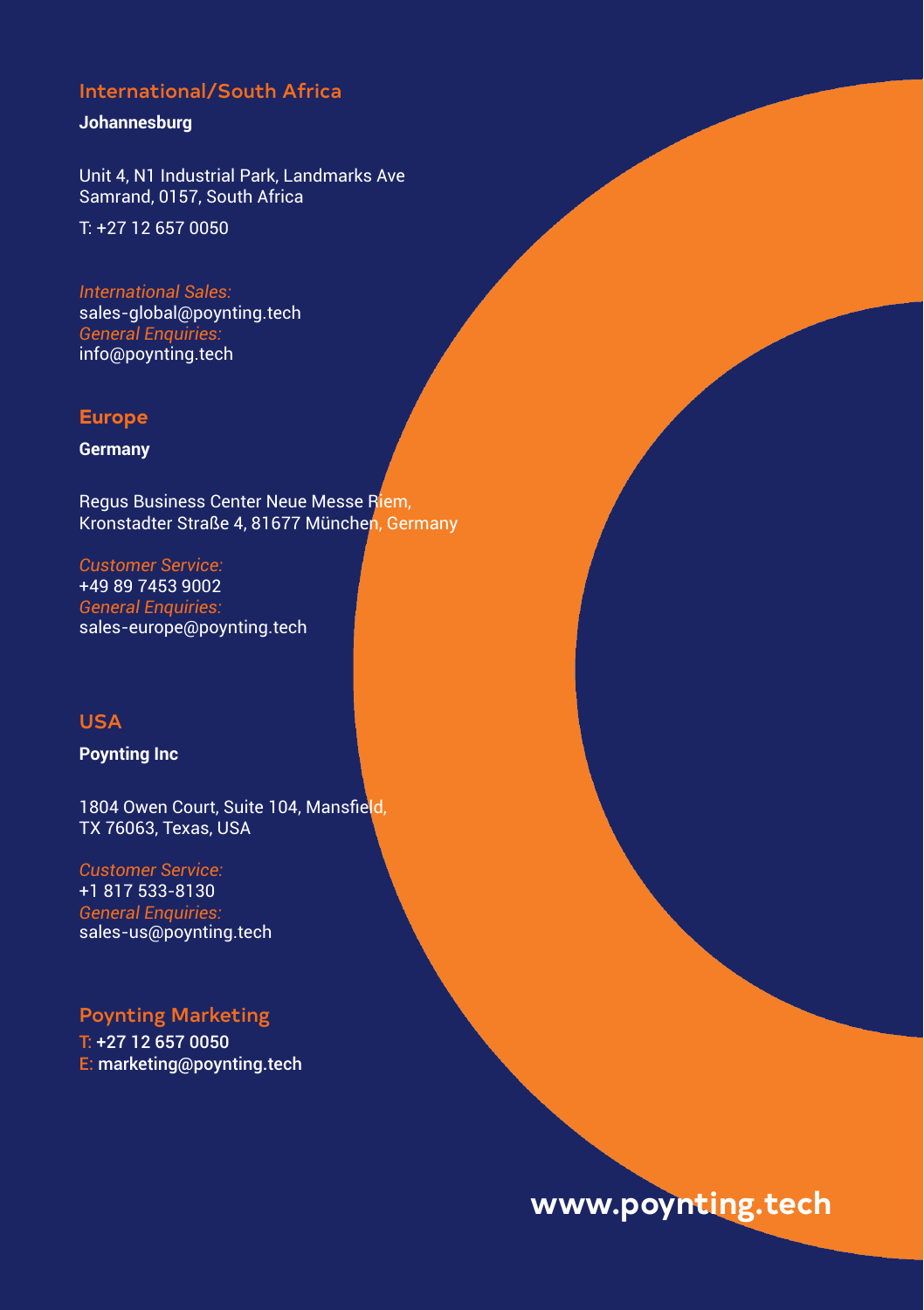## International/South Africa

**Johannesburg**

Unit 4, N1 Industrial Park, Landmarks Ave
Samrand, 0157, South Africa

T: +27 12 657 0050

*International Sales:*
sales-global@poynting.tech
*General Enquiries:*
info@poynting.tech

## Europe

**Germany**

Regus Business Center Neue Messe Riem,
Kronstadter Straße 4, 81677 München, Germany

*Customer Service:*
+49 89 7453 9002
*General Enquiries:*
sales-europe@poynting.tech

## USA

**Poynting Inc**

1804 Owen Court, Suite 104, Mansfield,
TX 76063, Texas, USA

*Customer Service:*
+1 817 533-8130
*General Enquiries:*
sales-us@poynting.tech

## Poynting Marketing

T: +27 12 657 0050
E: marketing@poynting.tech

**www.poynting.tech**